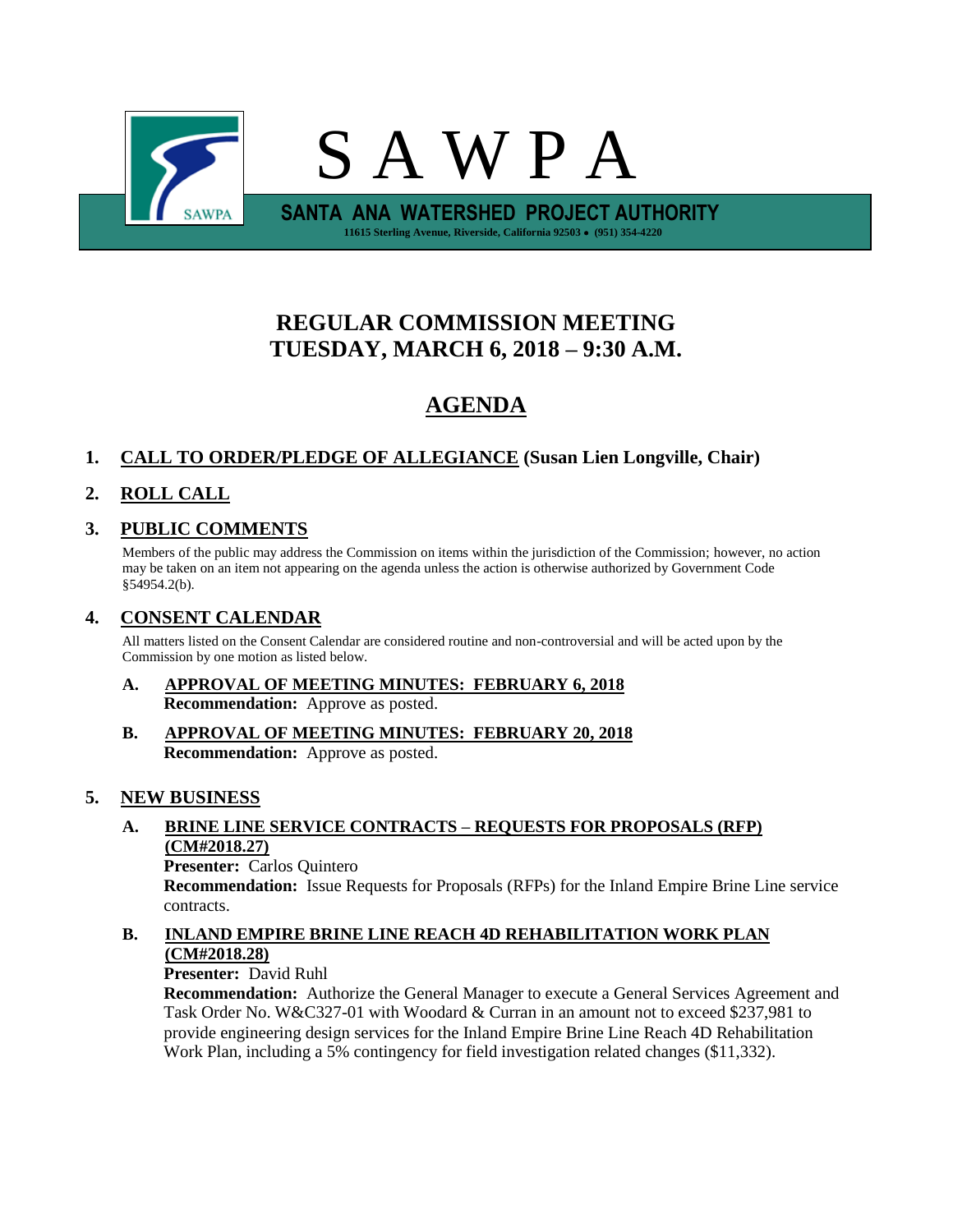# S A W P A

**SANTA ANA WATERSHED PROJECT AUTHORITY**

**11615 Sterling Avenue, Riverside, California 92503 • (951) 354-4220**

## REGULAR COMMISSION MEETING
## TUESDAY, MARCH 6, 2018 – 9:30 A.M.

## AGENDA

**1. CALL TO ORDER/PLEDGE OF ALLEGIANCE (Susan Lien Longville, Chair)**

**2. ROLL CALL**

**3. PUBLIC COMMENTS**

Members of the public may address the Commission on items within the jurisdiction of the Commission; however, no action may be taken on an item not appearing on the agenda unless the action is otherwise authorized by Government Code §54954.2(b).

**4. CONSENT CALENDAR**

All matters listed on the Consent Calendar are considered routine and non-controversial and will be acted upon by the Commission by one motion as listed below.

**A. APPROVAL OF MEETING MINUTES: FEBRUARY 6, 2018**
**Recommendation:** Approve as posted.

**B. APPROVAL OF MEETING MINUTES: FEBRUARY 20, 2018**
**Recommendation:** Approve as posted.

**5. NEW BUSINESS**

**A. BRINE LINE SERVICE CONTRACTS – REQUESTS FOR PROPOSALS (RFP) (CM#2018.27)**
**Presenter:** Carlos Quintero
**Recommendation:** Issue Requests for Proposals (RFPs) for the Inland Empire Brine Line service contracts.

**B. INLAND EMPIRE BRINE LINE REACH 4D REHABILITATION WORK PLAN (CM#2018.28)**
**Presenter:** David Ruhl
**Recommendation:** Authorize the General Manager to execute a General Services Agreement and Task Order No. W&C327-01 with Woodard & Curran in an amount not to exceed $237,981 to provide engineering design services for the Inland Empire Brine Line Reach 4D Rehabilitation Work Plan, including a 5% contingency for field investigation related changes ($11,332).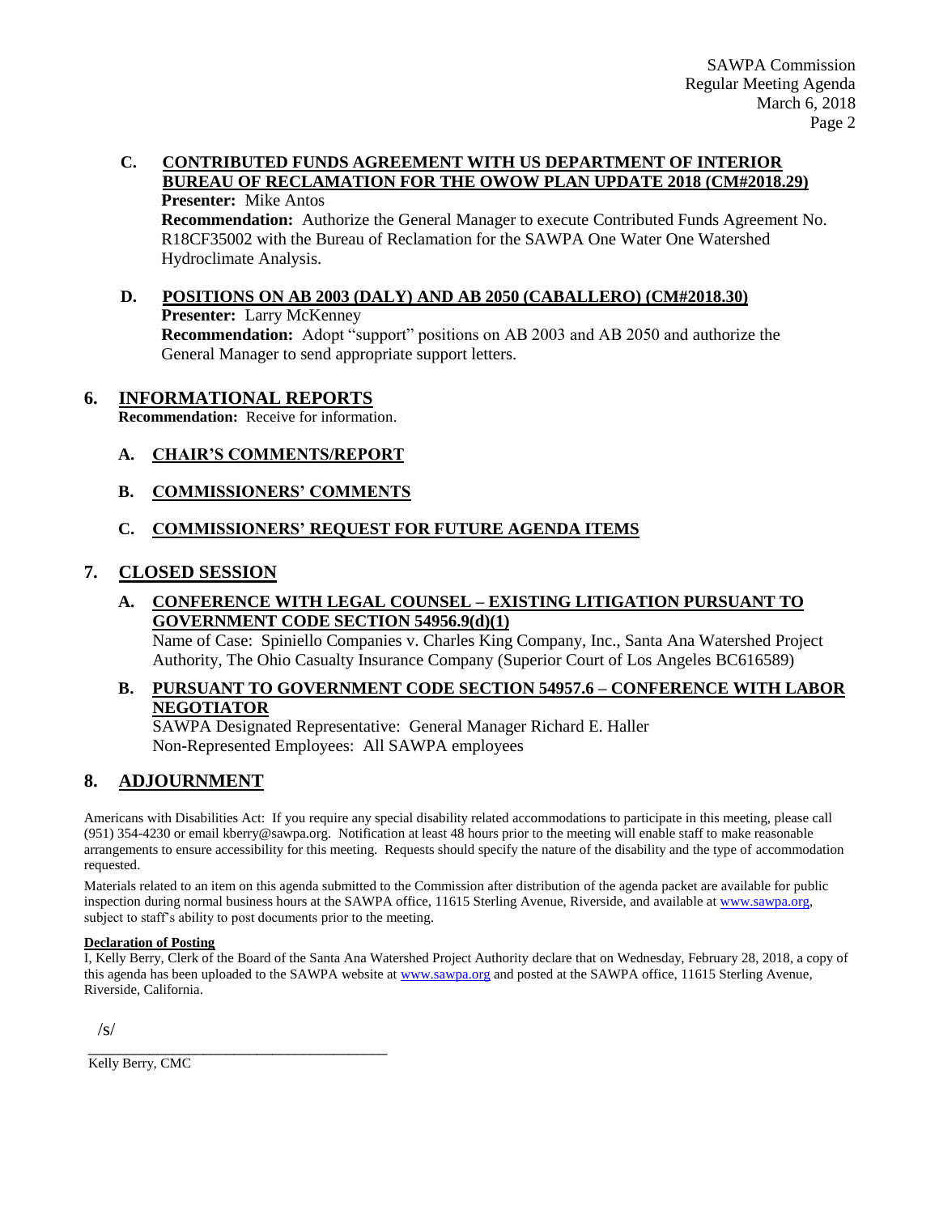**C. CONTRIBUTED FUNDS AGREEMENT WITH US DEPARTMENT OF INTERIOR BUREAU OF RECLAMATION FOR THE OWOW PLAN UPDATE 2018 (CM#2018.29)**

**Presenter:** Mike Antos

**Recommendation:** Authorize the General Manager to execute Contributed Funds Agreement No. R18CF35002 with the Bureau of Reclamation for the SAWPA One Water One Watershed Hydroclimate Analysis.

**D. POSITIONS ON AB 2003 (DALY) AND AB 2050 (CABALLERO) (CM#2018.30)**

**Presenter:** Larry McKenney

**Recommendation:** Adopt "support" positions on AB 2003 and AB 2050 and authorize the General Manager to send appropriate support letters.

## 6. INFORMATIONAL REPORTS

**Recommendation:** Receive for information.

**A. CHAIR'S COMMENTS/REPORT**

**B. COMMISSIONERS' COMMENTS**

**C. COMMISSIONERS' REQUEST FOR FUTURE AGENDA ITEMS**

## 7. CLOSED SESSION

**A. CONFERENCE WITH LEGAL COUNSEL – EXISTING LITIGATION PURSUANT TO GOVERNMENT CODE SECTION 54956.9(d)(1)**

Name of Case: Spiniello Companies v. Charles King Company, Inc., Santa Ana Watershed Project Authority, The Ohio Casualty Insurance Company (Superior Court of Los Angeles BC616589)

**B. PURSUANT TO GOVERNMENT CODE SECTION 54957.6 – CONFERENCE WITH LABOR NEGOTIATOR**

SAWPA Designated Representative: General Manager Richard E. Haller

Non-Represented Employees: All SAWPA employees

## 8. ADJOURNMENT

Americans with Disabilities Act: If you require any special disability related accommodations to participate in this meeting, please call (951) 354-4230 or email kberry@sawpa.org. Notification at least 48 hours prior to the meeting will enable staff to make reasonable arrangements to ensure accessibility for this meeting. Requests should specify the nature of the disability and the type of accommodation requested.

Materials related to an item on this agenda submitted to the Commission after distribution of the agenda packet are available for public inspection during normal business hours at the SAWPA office, 11615 Sterling Avenue, Riverside, and available at www.sawpa.org, subject to staff's ability to post documents prior to the meeting.

**Declaration of Posting**

I, Kelly Berry, Clerk of the Board of the Santa Ana Watershed Project Authority declare that on Wednesday, February 28, 2018, a copy of this agenda has been uploaded to the SAWPA website at www.sawpa.org and posted at the SAWPA office, 11615 Sterling Avenue, Riverside, California.

/s/

\_\_\_\_\_\_\_\_\_\_\_\_\_\_\_\_\_\_\_\_\_\_\_\_\_\_\_\_\_\_\_\_\_\_\_\_\_\_\_\_

Kelly Berry, CMC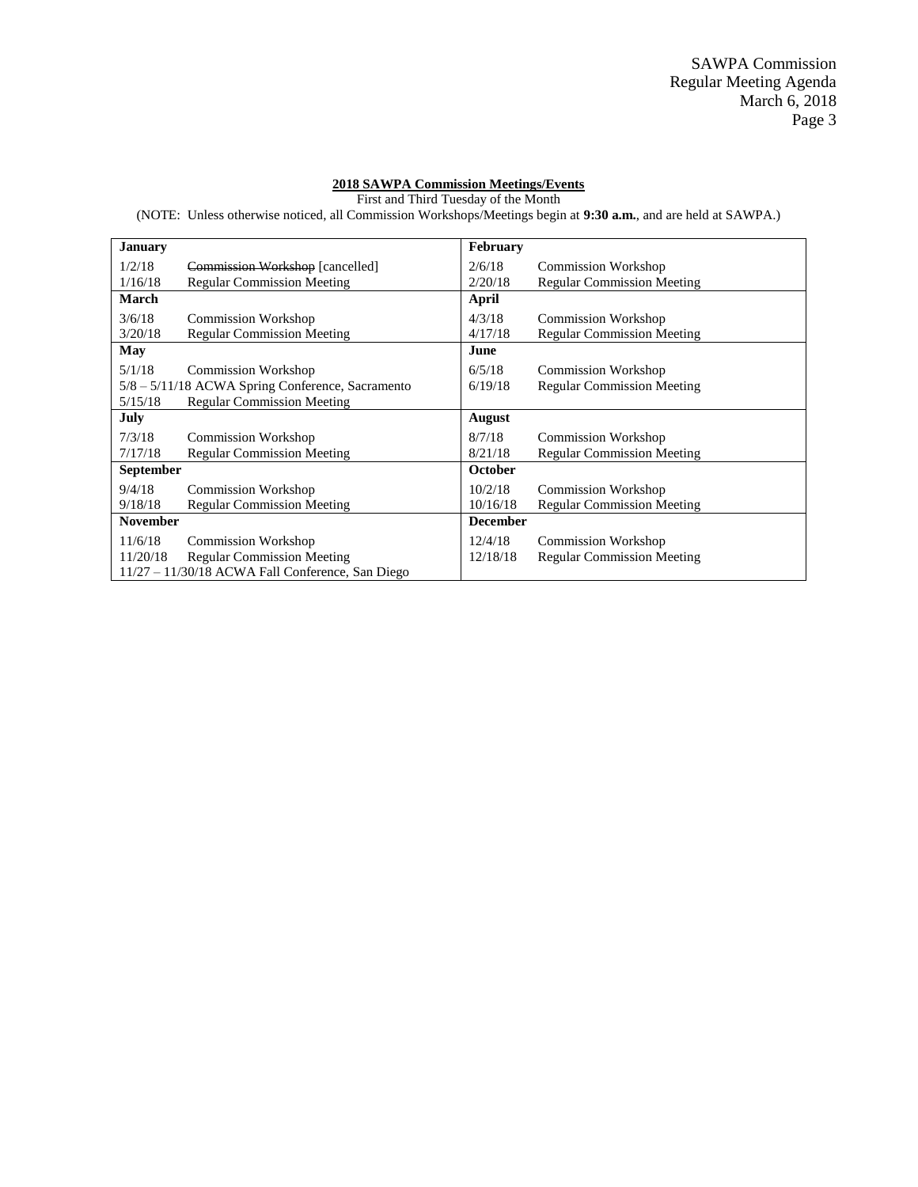**2018 SAWPA Commission Meetings/Events**

First and Third Tuesday of the Month

(NOTE: Unless otherwise noticed, all Commission Workshops/Meetings begin at **9:30 a.m.**, and are held at SAWPA.)

| **January** | | **February** | |
|---|---|---|---|
| 1/2/18 | ~~Commission Workshop~~ [cancelled] | 2/6/18 | Commission Workshop |
| 1/16/18 | Regular Commission Meeting | 2/20/18 | Regular Commission Meeting |
| **March** | | **April** | |
| 3/6/18 | Commission Workshop | 4/3/18 | Commission Workshop |
| 3/20/18 | Regular Commission Meeting | 4/17/18 | Regular Commission Meeting |
| **May** | | **June** | |
| 5/1/18 | Commission Workshop | 6/5/18 | Commission Workshop |
| 5/8 – 5/11/18 | ACWA Spring Conference, Sacramento | 6/19/18 | Regular Commission Meeting |
| 5/15/18 | Regular Commission Meeting | | |
| **July** | | **August** | |
| 7/3/18 | Commission Workshop | 8/7/18 | Commission Workshop |
| 7/17/18 | Regular Commission Meeting | 8/21/18 | Regular Commission Meeting |
| **September** | | **October** | |
| 9/4/18 | Commission Workshop | 10/2/18 | Commission Workshop |
| 9/18/18 | Regular Commission Meeting | 10/16/18 | Regular Commission Meeting |
| **November** | | **December** | |
| 11/6/18 | Commission Workshop | 12/4/18 | Commission Workshop |
| 11/20/18 | Regular Commission Meeting | 12/18/18 | Regular Commission Meeting |
| 11/27 – 11/30/18 | ACWA Fall Conference, San Diego | | |